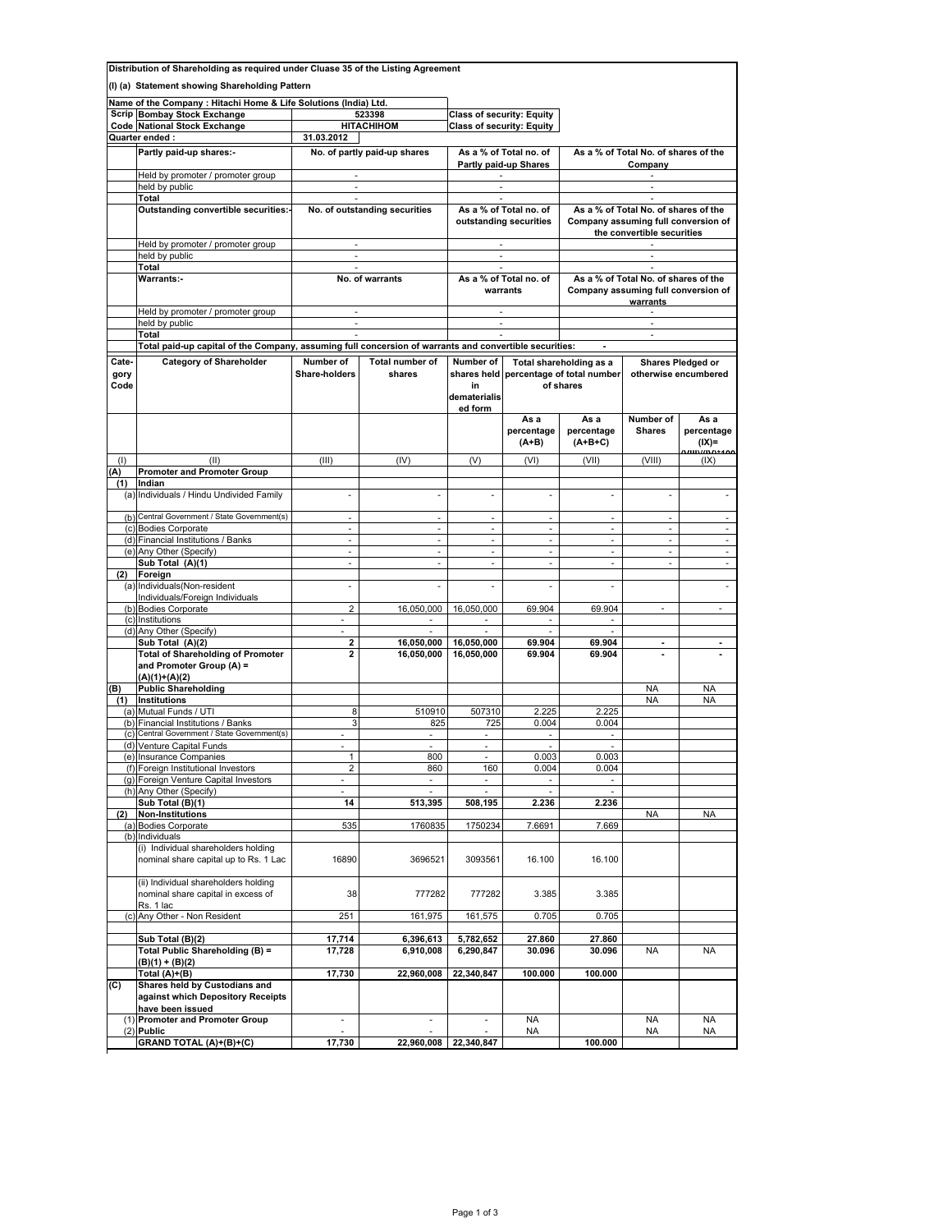**Distribution of Shareholding as required under Cluase 35 of the Listing Agreement**

**(I) (a) Statement showing Shareholding Pattern**

| **Name of the Company : Hitachi Home & Life Solutions (India) Ltd.** | | |
|---|---|---|
| **Scrip Code** **Bombay Stock Exchange** | 523398 | **Class of security: Equity** |
| **National Stock Exchange** | **HITACHIHOM** | **Class of security: Equity** |
| **Quarter ended :** | **31.03.2012** | |

| **Partly paid-up shares:-** | **No. of partly paid-up shares** | **As a % of Total no. of Partly paid-up Shares** | **As a % of Total No. of shares of the Company** |
|---|---|---|---|
| Held by promoter / promoter group | - | - | - |
| held by public | - | - | - |
| Total | - | - | - |
| **Outstanding convertible securities:-** | **No. of outstanding securities** | **As a % of Total no. of outstanding securities** | **As a % of Total No. of shares of the Company assuming full conversion of the convertible securities** |
| Held by promoter / promoter group | - | - | - |
| held by public | - | - | - |
| Total | - | - | - |
| **Warrants:-** | **No. of warrants** | **As a % of Total no. of warrants** | **As a % of Total No. of shares of the Company assuming full conversion of warrants** |
| Held by promoter / promoter group | - | - | - |
| held by public | - | - | - |
| Total | - | - | - |
| **Total paid-up capital of the Company, assuming full concersion of warrants and convertible securities:** | | | - |

| **Category Code** | **Category of Shareholder** | **Number of Share-holders** | **Total number of shares** | **Number of shares held in dematerialised form** | **Total shareholding as a percentage of total number of shares** | | **Shares Pledged or otherwise encumbered** | |
|---|---|---|---|---|---|---|---|---|
| | | | | | **As a percentage (A+B)** | **As a percentage (A+B+C)** | **Number of Shares** | **As a percentage (IX)= (VIII)/(IV)*100** |
| (I) | (II) | (III) | (IV) | (V) | (VI) | (VII) | (VIII) | (IX) |
| **(A)** | **Promoter and Promoter Group** | | | | | | | |
| **(1)** | **Indian** | | | | | | | |
| (a) | Individuals / Hindu Undivided Family | - | - | - | - | - | - | - |
| (b) | Central Government / State Government(s) | - | - | - | - | - | - | - |
| (c) | Bodies Corporate | - | - | - | - | - | - | - |
| (d) | Financial Institutions / Banks | - | - | - | - | - | - | - |
| (e) | Any Other (Specify) | - | - | - | - | - | - | - |
| | **Sub Total (A)(1)** | - | - | - | - | - | - | - |
| **(2)** | **Foreign** | | | | | | | |
| (a) | Individuals(Non-resident Individuals/Foreign Individuals | - | - | - | - | - | | - |
| (b) | Bodies Corporate | 2 | 16,050,000 | 16,050,000 | 69.904 | 69.904 | - | - |
| (c) | Institutions | - | - | - | - | - | | |
| (d) | Any Other (Specify) | - | - | - | - | - | | |
| | **Sub Total (A)(2)** | **2** | **16,050,000** | **16,050,000** | **69.904** | **69.904** | **-** | **-** |
| | **Total of Shareholding of Promoter and Promoter Group (A) = (A)(1)+(A)(2)** | **2** | **16,050,000** | **16,050,000** | **69.904** | **69.904** | **-** | **-** |
| **(B)** | **Public Shareholding** | | | | | | NA | NA |
| **(1)** | **Institutions** | | | | | | NA | NA |
| (a) | Mutual Funds / UTI | 8 | 510910 | 507310 | 2.225 | 2.225 | | |
| (b) | Financial Institutions / Banks | 3 | 825 | 725 | 0.004 | 0.004 | | |
| (c) | Central Government / State Government(s) | - | - | - | - | - | | |
| (d) | Venture Capital Funds | - | - | - | - | - | | |
| (e) | Insurance Companies | 1 | 800 | - | 0.003 | 0.003 | | |
| (f) | Foreign Institutional Investors | 2 | 860 | 160 | 0.004 | 0.004 | | |
| (g) | Foreign Venture Capital Investors | - | - | - | - | - | | |
| (h) | Any Other (Specify) | - | - | - | - | - | | |
| | **Sub Total (B)(1)** | **14** | **513,395** | **508,195** | **2.236** | **2.236** | | |
| **(2)** | **Non-Institutions** | | | | | | NA | NA |
| (a) | Bodies Corporate | 535 | 1760835 | 1750234 | 7.6691 | 7.669 | | |
| (b) | Individuals | | | | | | | |
| | (i) Individual shareholders holding nominal share capital up to Rs. 1 Lac | 16890 | 3696521 | 3093561 | 16.100 | 16.100 | | |
| | (ii) Individual shareholders holding nominal share capital in excess of Rs. 1 lac | 38 | 777282 | 777282 | 3.385 | 3.385 | | |
| (c) | Any Other - Non Resident | 251 | 161,975 | 161,575 | 0.705 | 0.705 | | |
| | **Sub Total (B)(2)** | **17,714** | **6,396,613** | **5,782,652** | **27.860** | **27.860** | | |
| | **Total Public Shareholding (B) = (B)(1) + (B)(2)** | **17,728** | **6,910,008** | **6,290,847** | **30.096** | **30.096** | NA | NA |
| | **Total (A)+(B)** | **17,730** | **22,960,008** | **22,340,847** | **100.000** | **100.000** | | |
| **(C)** | **Shares held by Custodians and against which Depository Receipts have been issued** | | | | | | | |
| (1) | **Promoter and Promoter Group** | - | - | - | NA | | NA | NA |
| (2) | **Public** | - | - | - | NA | | NA | NA |
| | **GRAND TOTAL (A)+(B)+(C)** | **17,730** | **22,960,008** | **22,340,847** | | **100.000** | | |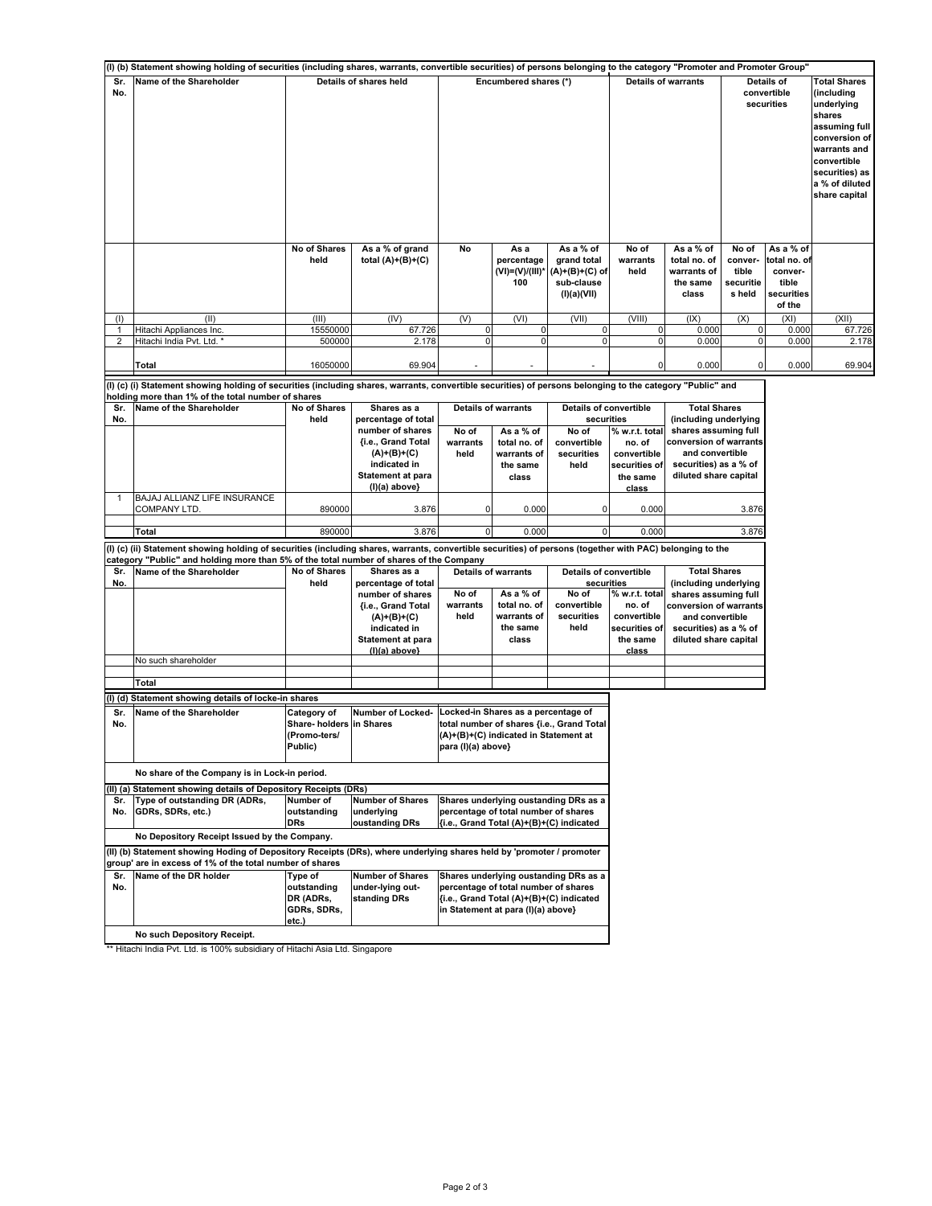### (I) (b) Statement showing holding of securities (including shares, warrants, convertible securities) of persons belonging to the category "Promoter and Promoter Group"

| Sr. No. | Name of the Shareholder | Details of shares held | | Encumbered shares (*) | | | Details of warrants | | Details of convertible securities | | Total Shares (including underlying shares assuming full conversion of warrants and convertible securities) as a % of diluted share capital |
|---|---|---|---|---|---|---|---|---|---|---|---|
| | | No of Shares held | As a % of grand total (A)+(B)+(C) | No | As a percentage (VI)=(V)/(III)*100 | As a % of grand total (A)+(B)+(C) of sub-clause (I)(a)(VII) | No of warrants held | As a % of total no. of warrants of the same class | No of conver-tible securitie s held | As a % of total no. of conver-tible securities of the | |
| (I) | (II) | (III) | (IV) | (V) | (VI) | (VII) | (VIII) | (IX) | (X) | (XI) | (XII) |
| 1 | Hitachi Appliances Inc. | 15550000 | 67.726 | 0 | 0 | 0 | 0 | 0.000 | 0 | 0.000 | 67.726 |
| 2 | Hitachi India Pvt. Ltd. * | 500000 | 2.178 | 0 | 0 | 0 | 0 | 0.000 | 0 | 0.000 | 2.178 |
| | **Total** | 16050000 | 69.904 | - | - | - | 0 | 0.000 | 0 | 0.000 | 69.904 |

### (I) (c) (i) Statement showing holding of securities (including shares, warrants, convertible securities) of persons belonging to the category "Public" and holding more than 1% of the total number of shares

| Sr. No. | Name of the Shareholder | No of Shares held | Shares as a percentage of total number of shares {i.e., Grand Total (A)+(B)+(C) indicated in Statement at para (I)(a) above} | Details of warrants | | Details of convertible securities | | Total Shares (including underlying shares assuming full conversion of warrants and convertible securities) as a % of diluted share capital |
|---|---|---|---|---|---|---|---|---|
| | | | | No of warrants held | As a % of total no. of warrants of the same class | No of convertible securities held | % w.r.t. total no. of convertible securities of the same class | |
| 1 | BAJAJ ALLIANZ LIFE INSURANCE COMPANY LTD. | 890000 | 3.876 | 0 | 0.000 | 0 | 0.000 | 3.876 |
| | **Total** | 890000 | 3.876 | 0 | 0.000 | 0 | 0.000 | 3.876 |

### (I) (c) (ii) Statement showing holding of securities (including shares, warrants, convertible securities) of persons (together with PAC) belonging to the category "Public" and holding more than 5% of the total number of shares of the Company

| Sr. No. | Name of the Shareholder | No of Shares held | Shares as a percentage of total number of shares {i.e., Grand Total (A)+(B)+(C) indicated in Statement at para (I)(a) above} | Details of warrants | | Details of convertible securities | | Total Shares (including underlying shares assuming full conversion of warrants and convertible securities) as a % of diluted share capital |
|---|---|---|---|---|---|---|---|---|
| | | | | No of warrants held | As a % of total no. of warrants of the same class | No of convertible securities held | % w.r.t. total no. of convertible securities of the same class | |
| | No such shareholder | | | | | | | |
| | **Total** | | | | | | | |

### (I) (d) Statement showing details of locke-in shares

| Sr. No. | Name of the Shareholder | Category of Share- holders (Promo-ters/ Public) | Number of Locked-in Shares | Locked-in Shares as a percentage of total number of shares {i.e., Grand Total (A)+(B)+(C) indicated in Statement at para (I)(a) above} |
|---|---|---|---|---|
| | **No share of the Company is in Lock-in period.** | | | |

### (II) (a) Statement showing details of Depository Receipts (DRs)

| Sr. No. | Type of outstanding DR (ADRs, GDRs, SDRs, etc.) | Number of outstanding DRs | Number of Shares underlying oustanding DRs | Shares underlying oustanding DRs as a percentage of total number of shares {i.e., Grand Total (A)+(B)+(C) indicated |
|---|---|---|---|---|
| | **No Depository Receipt Issued by the Company.** | | | |

### (II) (b) Statement showing Hoding of Depository Receipts (DRs), where underlying shares held by 'promoter / promoter group' are in excess of 1% of the total number of shares

| Sr. No. | Name of the DR holder | Type of outstanding DR (ADRs, GDRs, SDRs, etc.) | Number of Shares under-lying out-standing DRs | Shares underlying oustanding DRs as a percentage of total number of shares {i.e., Grand Total (A)+(B)+(C) indicated in Statement at para (I)(a) above} |
|---|---|---|---|---|
| | **No such Depository Receipt.** | | | |

** Hitachi India Pvt. Ltd. is 100% subsidiary of Hitachi Asia Ltd. Singapore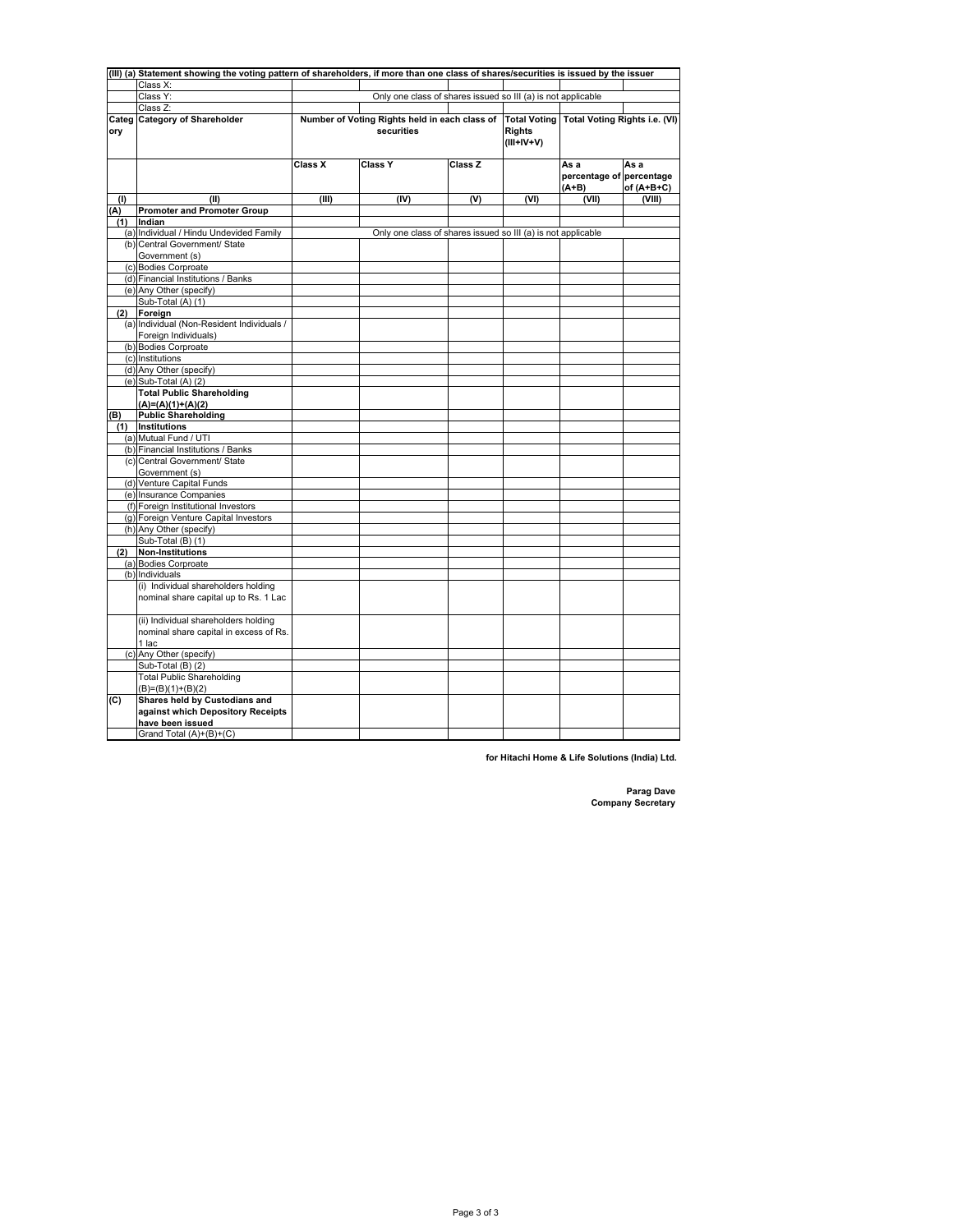| | (III) (a) Statement showing the voting pattern of shareholders, if more than one class of shares/securities is issued by the issuer | | | | | | |
|---|---|---|---|---|---|---|---|
| | Class X: | | | | | | |
| | Class Y: | Only one class of shares issued so III (a) is not applicable | | | | | |
| | Class Z: | | | | | | |
| **Category** | **Category of Shareholder** | **Number of Voting Rights held in each class of securities** | | | **Total Voting Rights (III+IV+V)** | **Total Voting Rights i.e. (VI)** | |
| | | **Class X** | **Class Y** | **Class Z** | | **As a percentage of (A+B)** | **As a percentage of (A+B+C)** |
| **(I)** | **(II)** | **(III)** | **(IV)** | **(V)** | **(VI)** | **(VII)** | **(VIII)** |
| **(A)** | **Promoter and Promoter Group** | | | | | | |
| **(1)** | **Indian** | | | | | | |
| (a) | Individual / Hindu Undevided Family | Only one class of shares issued so III (a) is not applicable | | | | | |
| (b) | Central Government/ State Government (s) | | | | | | |
| (c) | Bodies Corproate | | | | | | |
| (d) | Financial Institutions / Banks | | | | | | |
| (e) | Any Other (specify) | | | | | | |
| | Sub-Total (A) (1) | | | | | | |
| **(2)** | **Foreign** | | | | | | |
| (a) | Individual (Non-Resident Individuals / Foreign Individuals) | | | | | | |
| (b) | Bodies Corproate | | | | | | |
| (c) | Institutions | | | | | | |
| (d) | Any Other (specify) | | | | | | |
| (e) | Sub-Total (A) (2) | | | | | | |
| | **Total Public Shareholding (A)=(A)(1)+(A)(2)** | | | | | | |
| **(B)** | **Public Shareholding** | | | | | | |
| **(1)** | **Institutions** | | | | | | |
| (a) | Mutual Fund / UTI | | | | | | |
| (b) | Financial Institutions / Banks | | | | | | |
| (c) | Central Government/ State Government (s) | | | | | | |
| (d) | Venture Capital Funds | | | | | | |
| (e) | Insurance Companies | | | | | | |
| (f) | Foreign Institutional Investors | | | | | | |
| (g) | Foreign Venture Capital Investors | | | | | | |
| (h) | Any Other (specify) | | | | | | |
| | Sub-Total (B) (1) | | | | | | |
| **(2)** | **Non-Institutions** | | | | | | |
| (a) | Bodies Corproate | | | | | | |
| (b) | Individuals | | | | | | |
| | (i) Individual shareholders holding nominal share capital up to Rs. 1 Lac | | | | | | |
| | (ii) Individual shareholders holding nominal share capital in excess of Rs. 1 lac | | | | | | |
| (c) | Any Other (specify) | | | | | | |
| | Sub-Total (B) (2) | | | | | | |
| | Total Public Shareholding (B)=(B)(1)+(B)(2) | | | | | | |
| **(C)** | **Shares held by Custodians and against which Depository Receipts have been issued** | | | | | | |
| | Grand Total (A)+(B)+(C) | | | | | | |

**for Hitachi Home & Life Solutions (India) Ltd.**

**Parag Dave**
**Company Secretary**